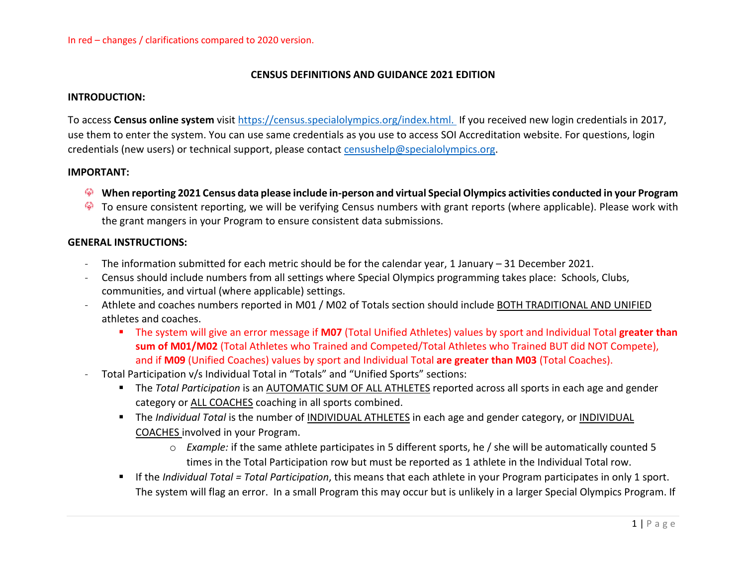In red – changes / clarifications compared to 2020 version.

# CENSUS DEFINITIONS AND GUIDANCE 2021 EDITION

## INTRODUCTION:

To access **Census online system** visit [https://census.specialolympics.org/index.html.](https://census.specialolympics.org/index.html) If you received new login credentials in 2017, use them to enter the system. You can use same credentials as you use to access SOI Accreditation website. For questions, login credentials (new users) or technical support, please contact [censushelp@specialolympics.org](mailto:censushelp@specialolympics.org).

## IMPORTANT:

- **When reporting 2021 Census data please include in-person and virtual Special Olympics activities conducted in your Program**
- To ensure consistent reporting, we will be verifying Census numbers with grant reports (where applicable). Please work with the grant mangers in your Program to ensure consistent data submissions.

## GENERAL INSTRUCTIONS:

- The information submitted for each metric should be for the calendar year, 1 January – 31 December 2021.
- Census should include numbers from all settings where Special Olympics programming takes place: Schools, Clubs, communities, and virtual (where applicable) settings.
- Athlete and coaches numbers reported in M01 / M02 of Totals section should include <u>BOTH TRADITIONAL AND UNIFIED</u> athletes and coaches.
  - The system will give an error message if **M07** (Total Unified Athletes) values by sport and Individual Total **greater than sum of M01/M02** (Total Athletes who Trained and Competed/Total Athletes who Trained BUT did NOT Compete), and if **M09** (Unified Coaches) values by sport and Individual Total **are greater than M03** (Total Coaches).
- Total Participation v/s Individual Total in “Totals” and “Unified Sports” sections:
  - The *Total Participation* is an <u>AUTOMATIC SUM OF ALL ATHLETES</u> reported across all sports in each age and gender category or <u>ALL COACHES</u> coaching in all sports combined.
  - The *Individual Total* is the number of <u>INDIVIDUAL ATHLETES</u> in each age and gender category, or <u>INDIVIDUAL COACHES</u> involved in your Program.
    - *Example:* if the same athlete participates in 5 different sports, he / she will be automatically counted 5 times in the Total Participation row but must be reported as 1 athlete in the Individual Total row.
  - If the *Individual Total = Total Participation*, this means that each athlete in your Program participates in only 1 sport. The system will flag an error. In a small Program this may occur but is unlikely in a larger Special Olympics Program. If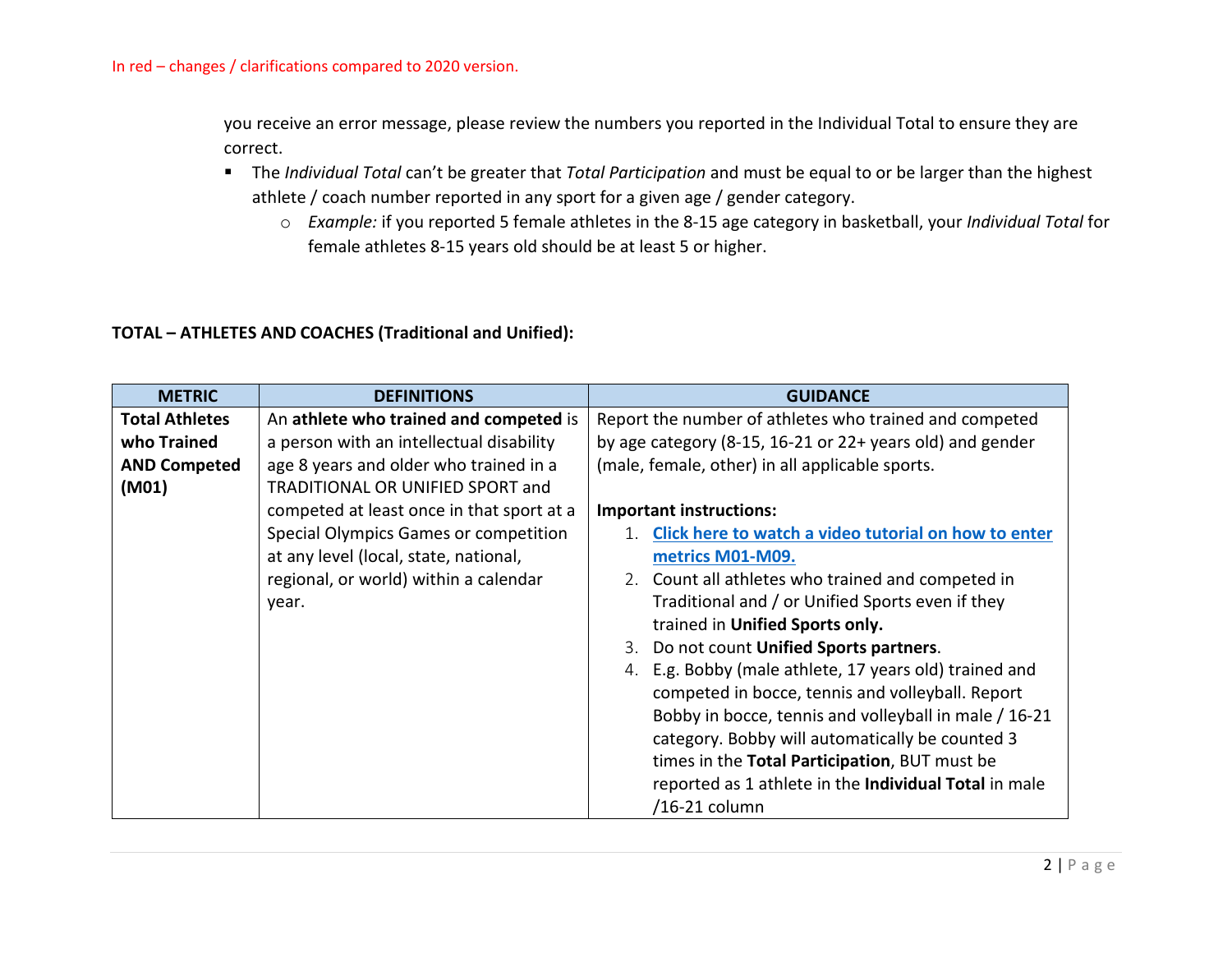In red – changes / clarifications compared to 2020 version.

you receive an error message, please review the numbers you reported in the Individual Total to ensure they are correct.

- The *Individual Total* can't be greater that *Total Participation* and must be equal to or be larger than the highest athlete / coach number reported in any sport for a given age / gender category.
  - *Example:* if you reported 5 female athletes in the 8-15 age category in basketball, your *Individual Total* for female athletes 8-15 years old should be at least 5 or higher.

**TOTAL – ATHLETES AND COACHES (Traditional and Unified):**

| METRIC | DEFINITIONS | GUIDANCE |
|---|---|---|
| **Total Athletes who Trained AND Competed (M01)** | An **athlete who trained and competed** is a person with an intellectual disability age 8 years and older who trained in a TRADITIONAL OR UNIFIED SPORT and competed at least once in that sport at a Special Olympics Games or competition at any level (local, state, national, regional, or world) within a calendar year. | Report the number of athletes who trained and competed by age category (8-15, 16-21 or 22+ years old) and gender (male, female, other) in all applicable sports.<br><br>**Important instructions:**<br>1. Click here to watch a video tutorial on how to enter metrics M01-M09.<br>2. Count all athletes who trained and competed in Traditional and / or Unified Sports even if they trained in **Unified Sports only.**<br>3. Do not count **Unified Sports partners**.<br>4. E.g. Bobby (male athlete, 17 years old) trained and competed in bocce, tennis and volleyball. Report Bobby in bocce, tennis and volleyball in male / 16-21 category. Bobby will automatically be counted 3 times in the **Total Participation**, BUT must be reported as 1 athlete in the **Individual Total** in male /16-21 column |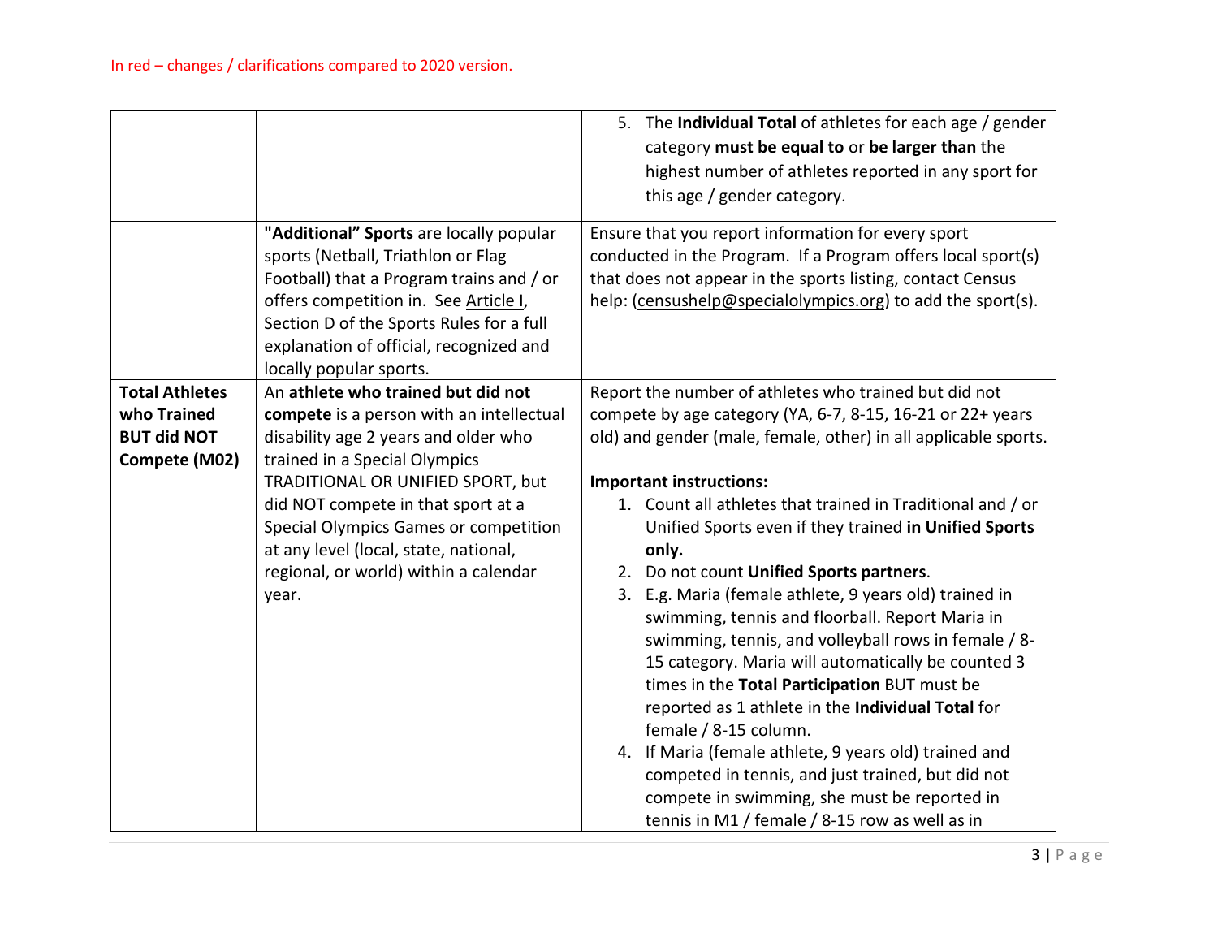In red – changes / clarifications compared to 2020 version.

| | | |
|---|---|---|
| | | 5. The **Individual Total** of athletes for each age / gender category **must be equal to** or **be larger than** the highest number of athletes reported in any sport for this age / gender category. |
| | **"Additional" Sports** are locally popular sports (Netball, Triathlon or Flag Football) that a Program trains and / or offers competition in. See Article I, Section D of the Sports Rules for a full explanation of official, recognized and locally popular sports. | Ensure that you report information for every sport conducted in the Program. If a Program offers local sport(s) that does not appear in the sports listing, contact Census help: (censushelp@specialolympics.org) to add the sport(s). |
| **Total Athletes who Trained BUT did NOT Compete (M02)** | An **athlete who trained but did not compete** is a person with an intellectual disability age 2 years and older who trained in a Special Olympics TRADITIONAL OR UNIFIED SPORT, but did NOT compete in that sport at a Special Olympics Games or competition at any level (local, state, national, regional, or world) within a calendar year. | Report the number of athletes who trained but did not compete by age category (YA, 6-7, 8-15, 16-21 or 22+ years old) and gender (male, female, other) in all applicable sports.<br><br>**Important instructions:**<br>1. Count all athletes that trained in Traditional and / or Unified Sports even if they trained **in Unified Sports only.**<br>2. Do not count **Unified Sports partners**.<br>3. E.g. Maria (female athlete, 9 years old) trained in swimming, tennis and floorball. Report Maria in swimming, tennis, and volleyball rows in female / 8-15 category. Maria will automatically be counted 3 times in the **Total Participation** BUT must be reported as 1 athlete in the **Individual Total** for female / 8-15 column.<br>4. If Maria (female athlete, 9 years old) trained and competed in tennis, and just trained, but did not compete in swimming, she must be reported in tennis in M1 / female / 8-15 row as well as in |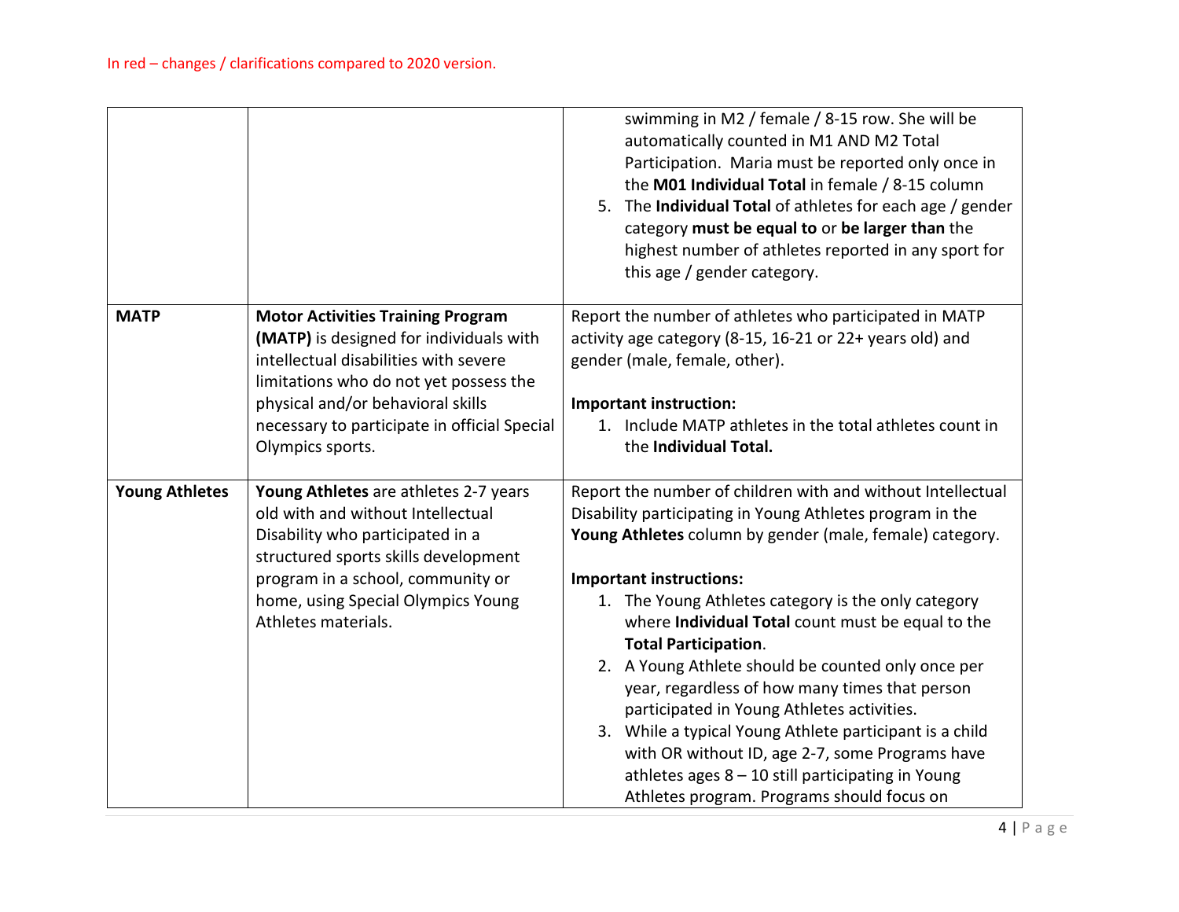In red – changes / clarifications compared to 2020 version.

| | | |
|---|---|---|
| | | swimming in M2 / female / 8-15 row. She will be automatically counted in M1 AND M2 Total Participation. Maria must be reported only once in the **M01 Individual Total** in female / 8-15 column<br>5. The **Individual Total** of athletes for each age / gender category **must be equal to** or **be larger than** the highest number of athletes reported in any sport for this age / gender category. |
| **MATP** | **Motor Activities Training Program (MATP)** is designed for individuals with intellectual disabilities with severe limitations who do not yet possess the physical and/or behavioral skills necessary to participate in official Special Olympics sports. | Report the number of athletes who participated in MATP activity age category (8-15, 16-21 or 22+ years old) and gender (male, female, other).<br><br>**Important instruction:**<br>1. Include MATP athletes in the total athletes count in the **Individual Total.** |
| **Young Athletes** | **Young Athletes** are athletes 2-7 years old with and without Intellectual Disability who participated in a structured sports skills development program in a school, community or home, using Special Olympics Young Athletes materials. | Report the number of children with and without Intellectual Disability participating in Young Athletes program in the **Young Athletes** column by gender (male, female) category.<br><br>**Important instructions:**<br>1. The Young Athletes category is the only category where **Individual Total** count must be equal to the **Total Participation**.<br>2. A Young Athlete should be counted only once per year, regardless of how many times that person participated in Young Athletes activities.<br>3. While a typical Young Athlete participant is a child with OR without ID, age 2-7, some Programs have athletes ages 8 – 10 still participating in Young Athletes program. Programs should focus on |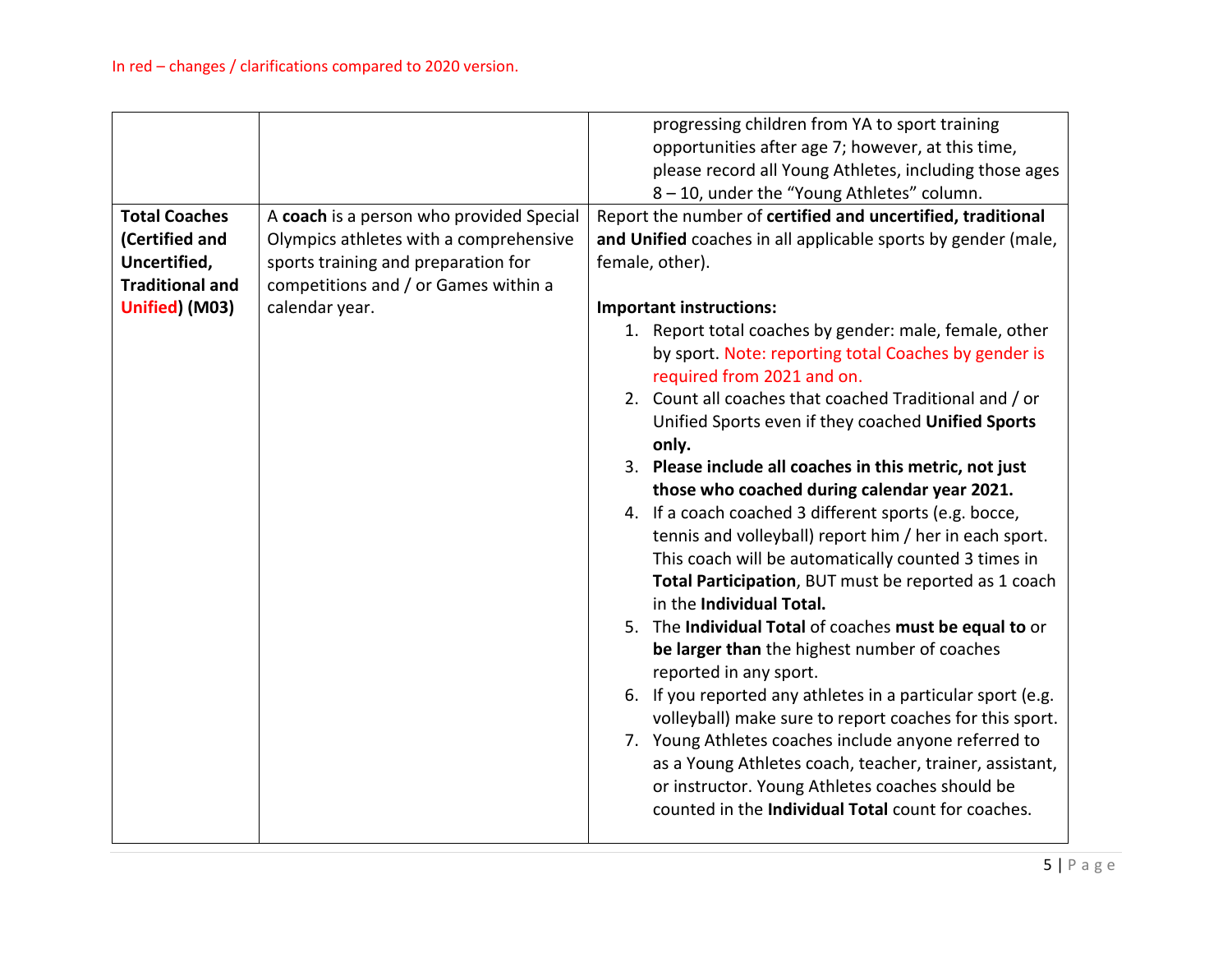In red – changes / clarifications compared to 2020 version.

| | | |
|---|---|---|
| | | progressing children from YA to sport training opportunities after age 7; however, at this time, please record all Young Athletes, including those ages 8 – 10, under the "Young Athletes" column. |
| **Total Coaches (Certified and Uncertified, Traditional and Unified) (M03)** | A **coach** is a person who provided Special Olympics athletes with a comprehensive sports training and preparation for competitions and / or Games within a calendar year. | Report the number of **certified and uncertified, traditional and Unified** coaches in all applicable sports by gender (male, female, other).<br><br>**Important instructions:**<br>1. Report total coaches by gender: male, female, other by sport. Note: reporting total Coaches by gender is required from 2021 and on.<br>2. Count all coaches that coached Traditional and / or Unified Sports even if they coached **Unified Sports only.**<br>3. **Please include all coaches in this metric, not just those who coached during calendar year 2021.**<br>4. If a coach coached 3 different sports (e.g. bocce, tennis and volleyball) report him / her in each sport. This coach will be automatically counted 3 times in **Total Participation**, BUT must be reported as 1 coach in the **Individual Total.**<br>5. The **Individual Total** of coaches **must be equal to** or **be larger than** the highest number of coaches reported in any sport.<br>6. If you reported any athletes in a particular sport (e.g. volleyball) make sure to report coaches for this sport.<br>7. Young Athletes coaches include anyone referred to as a Young Athletes coach, teacher, trainer, assistant, or instructor. Young Athletes coaches should be counted in the **Individual Total** count for coaches. |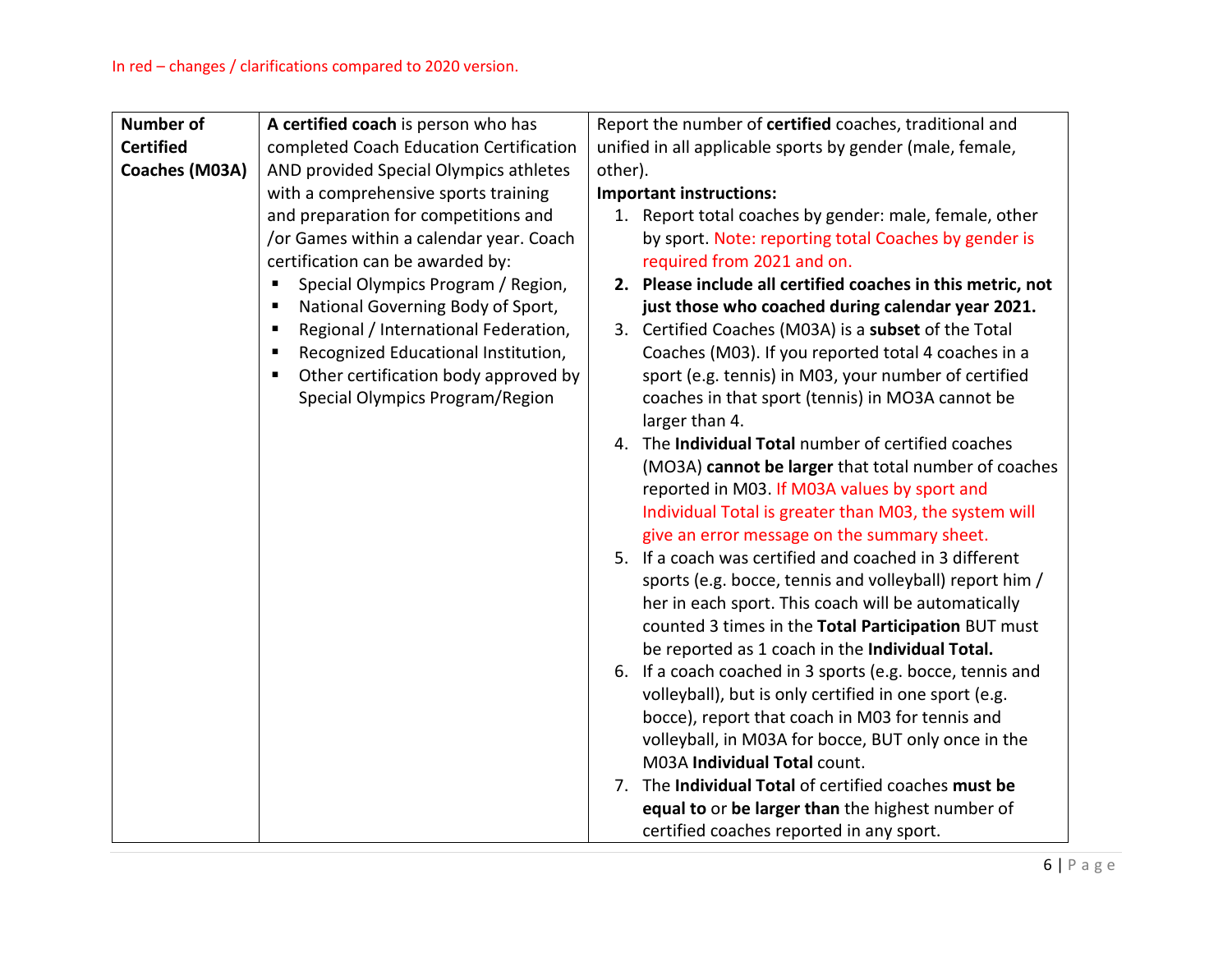In red – changes / clarifications compared to 2020 version.

| | | |
|---|---|---|
| **Number of Certified Coaches (M03A)** | **A certified coach** is person who has completed Coach Education Certification AND provided Special Olympics athletes with a comprehensive sports training and preparation for competitions and /or Games within a calendar year. Coach certification can be awarded by:<br>▪ Special Olympics Program / Region,<br>▪ National Governing Body of Sport,<br>▪ Regional / International Federation,<br>▪ Recognized Educational Institution,<br>▪ Other certification body approved by Special Olympics Program/Region | Report the number of **certified** coaches, traditional and unified in all applicable sports by gender (male, female, other).<br>**Important instructions:**<br>1. Report total coaches by gender: male, female, other by sport. Note: reporting total Coaches by gender is required from 2021 and on.<br>**2. Please include all certified coaches in this metric, not just those who coached during calendar year 2021.**<br>3. Certified Coaches (M03A) is a **subset** of the Total Coaches (M03). If you reported total 4 coaches in a sport (e.g. tennis) in M03, your number of certified coaches in that sport (tennis) in MO3A cannot be larger than 4.<br>4. The **Individual Total** number of certified coaches (MO3A) **cannot be larger** that total number of coaches reported in M03. If M03A values by sport and Individual Total is greater than M03, the system will give an error message on the summary sheet.<br>5. If a coach was certified and coached in 3 different sports (e.g. bocce, tennis and volleyball) report him / her in each sport. This coach will be automatically counted 3 times in the **Total Participation** BUT must be reported as 1 coach in the **Individual Total.**<br>6. If a coach coached in 3 sports (e.g. bocce, tennis and volleyball), but is only certified in one sport (e.g. bocce), report that coach in M03 for tennis and volleyball, in M03A for bocce, BUT only once in the M03A **Individual Total** count.<br>7. The **Individual Total** of certified coaches **must be equal to** or **be larger than** the highest number of certified coaches reported in any sport. |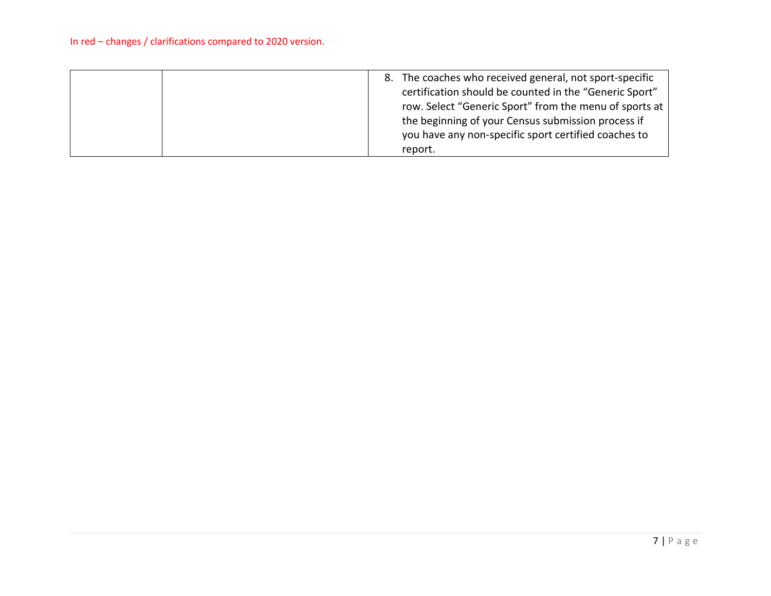In red – changes / clarifications compared to 2020 version.

| | | |
|---|---|---|
| | | 8. The coaches who received general, not sport-specific certification should be counted in the "Generic Sport" row. Select "Generic Sport" from the menu of sports at the beginning of your Census submission process if you have any non-specific sport certified coaches to report. |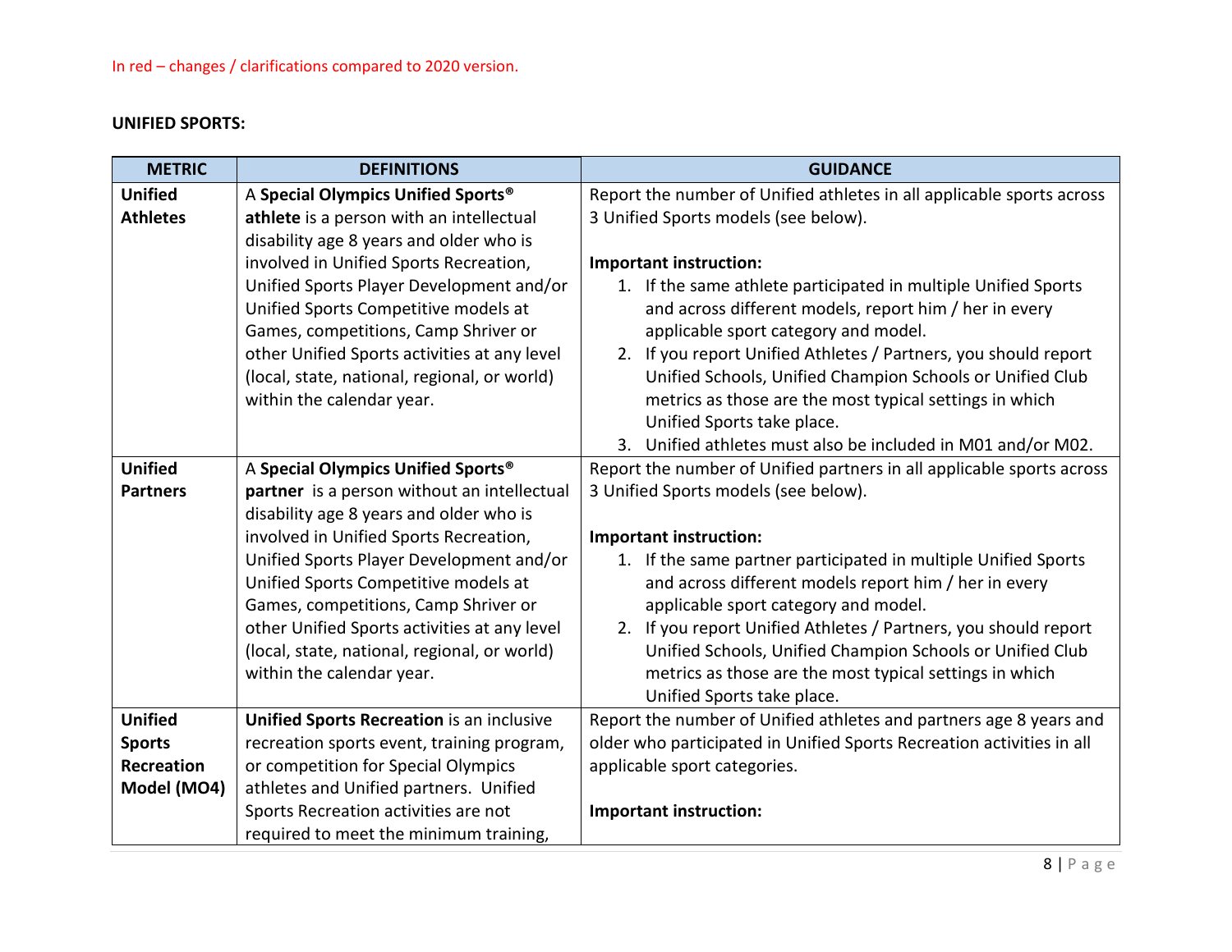In red – changes / clarifications compared to 2020 version.

**UNIFIED SPORTS:**

| METRIC | DEFINITIONS | GUIDANCE |
|---|---|---|
| **Unified Athletes** | A **Special Olympics Unified Sports® athlete** is a person with an intellectual disability age 8 years and older who is involved in Unified Sports Recreation, Unified Sports Player Development and/or Unified Sports Competitive models at Games, competitions, Camp Shriver or other Unified Sports activities at any level (local, state, national, regional, or world) within the calendar year. | Report the number of Unified athletes in all applicable sports across 3 Unified Sports models (see below).<br><br>**Important instruction:**<br>1. If the same athlete participated in multiple Unified Sports and across different models, report him / her in every applicable sport category and model.<br>2. If you report Unified Athletes / Partners, you should report Unified Schools, Unified Champion Schools or Unified Club metrics as those are the most typical settings in which Unified Sports take place.<br>3. Unified athletes must also be included in M01 and/or M02. |
| **Unified Partners** | A **Special Olympics Unified Sports® partner** is a person without an intellectual disability age 8 years and older who is involved in Unified Sports Recreation, Unified Sports Player Development and/or Unified Sports Competitive models at Games, competitions, Camp Shriver or other Unified Sports activities at any level (local, state, national, regional, or world) within the calendar year. | Report the number of Unified partners in all applicable sports across 3 Unified Sports models (see below).<br><br>**Important instruction:**<br>1. If the same partner participated in multiple Unified Sports and across different models report him / her in every applicable sport category and model.<br>2. If you report Unified Athletes / Partners, you should report Unified Schools, Unified Champion Schools or Unified Club metrics as those are the most typical settings in which Unified Sports take place. |
| **Unified Sports Recreation Model (MO4)** | **Unified Sports Recreation** is an inclusive recreation sports event, training program, or competition for Special Olympics athletes and Unified partners. Unified Sports Recreation activities are not required to meet the minimum training, | Report the number of Unified athletes and partners age 8 years and older who participated in Unified Sports Recreation activities in all applicable sport categories.<br><br>**Important instruction:** |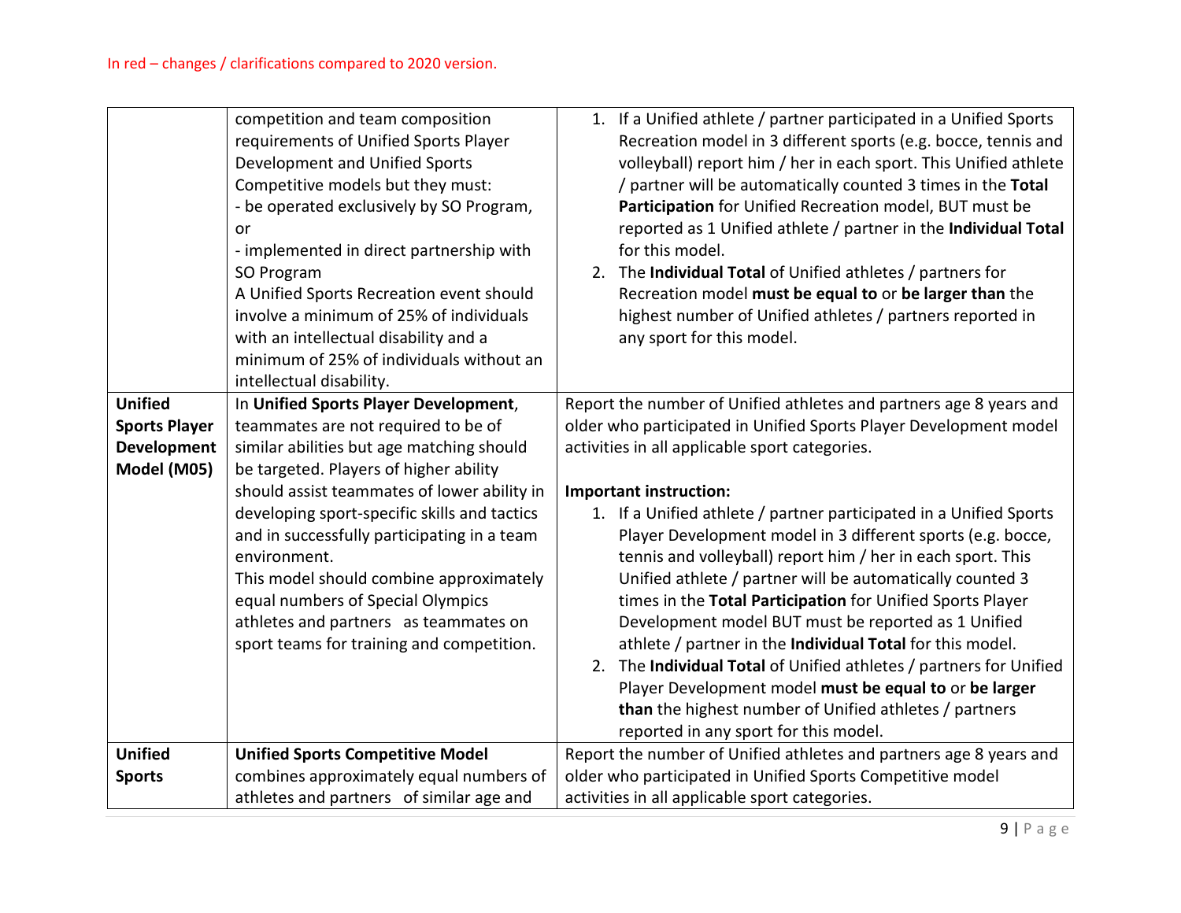In red – changes / clarifications compared to 2020 version.

| | | |
|---|---|---|
| | competition and team composition requirements of Unified Sports Player Development and Unified Sports Competitive models but they must:<br>- be operated exclusively by SO Program, or<br>- implemented in direct partnership with SO Program<br>A Unified Sports Recreation event should involve a minimum of 25% of individuals with an intellectual disability and a minimum of 25% of individuals without an intellectual disability. | 1. If a Unified athlete / partner participated in a Unified Sports Recreation model in 3 different sports (e.g. bocce, tennis and volleyball) report him / her in each sport. This Unified athlete / partner will be automatically counted 3 times in the **Total Participation** for Unified Recreation model, BUT must be reported as 1 Unified athlete / partner in the **Individual Total** for this model.<br>2. The **Individual Total** of Unified athletes / partners for Recreation model **must be equal to** or **be larger than** the highest number of Unified athletes / partners reported in any sport for this model. |
| **Unified Sports Player Development Model (M05)** | In **Unified Sports Player Development**, teammates are not required to be of similar abilities but age matching should be targeted. Players of higher ability should assist teammates of lower ability in developing sport-specific skills and tactics and in successfully participating in a team environment.<br>This model should combine approximately equal numbers of Special Olympics athletes and partners as teammates on sport teams for training and competition. | Report the number of Unified athletes and partners age 8 years and older who participated in Unified Sports Player Development model activities in all applicable sport categories.<br><br>**Important instruction:**<br>1. If a Unified athlete / partner participated in a Unified Sports Player Development model in 3 different sports (e.g. bocce, tennis and volleyball) report him / her in each sport. This Unified athlete / partner will be automatically counted 3 times in the **Total Participation** for Unified Sports Player Development model BUT must be reported as 1 Unified athlete / partner in the **Individual Total** for this model.<br>2. The **Individual Total** of Unified athletes / partners for Unified Player Development model **must be equal to** or **be larger than** the highest number of Unified athletes / partners reported in any sport for this model. |
| **Unified Sports** | **Unified Sports Competitive Model** combines approximately equal numbers of athletes and partners of similar age and | Report the number of Unified athletes and partners age 8 years and older who participated in Unified Sports Competitive model activities in all applicable sport categories. |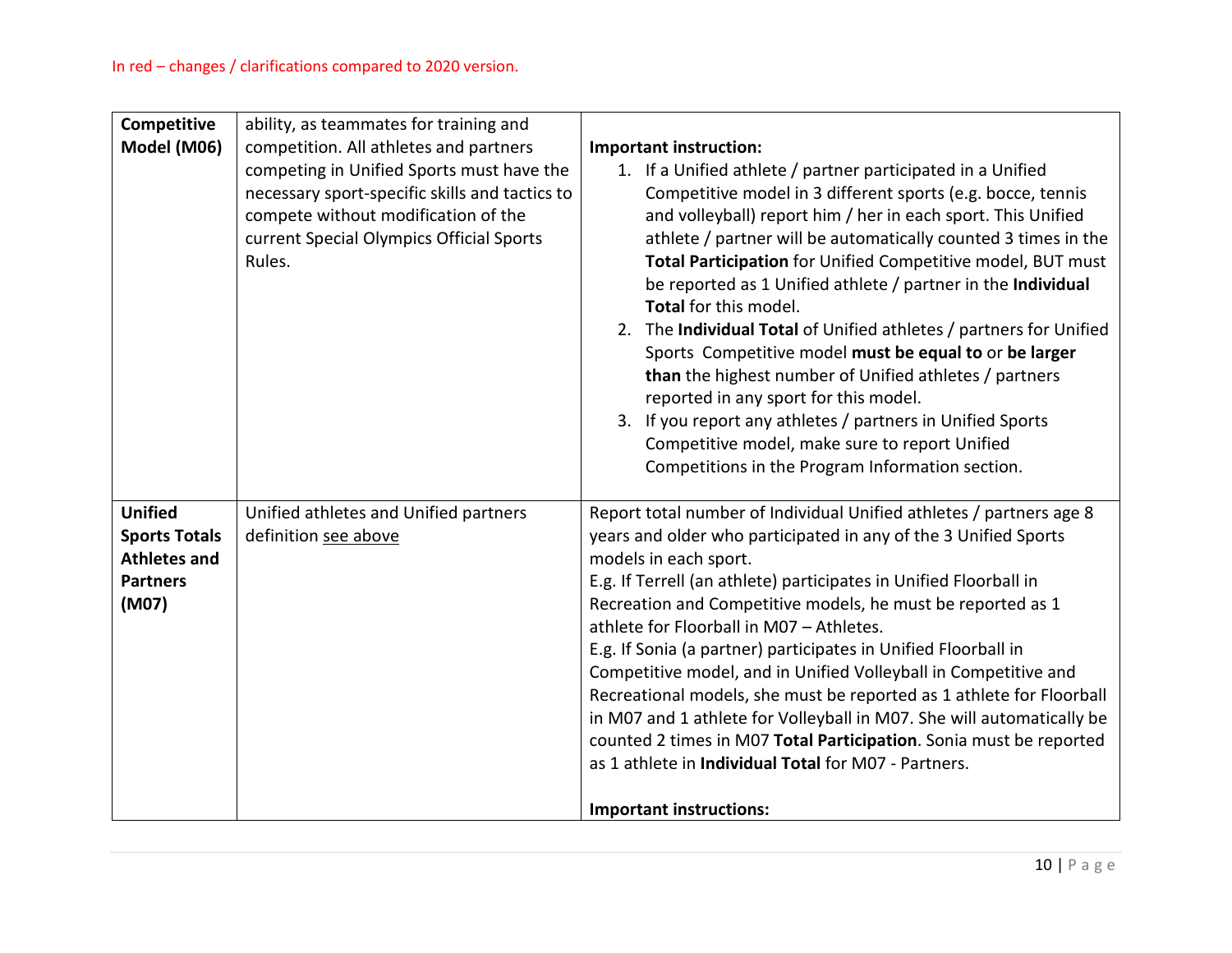In red – changes / clarifications compared to 2020 version.

| | | |
|---|---|---|
| **Competitive Model (M06)** | ability, as teammates for training and competition. All athletes and partners competing in Unified Sports must have the necessary sport-specific skills and tactics to compete without modification of the current Special Olympics Official Sports Rules. | **Important instruction:**<br>1. If a Unified athlete / partner participated in a Unified Competitive model in 3 different sports (e.g. bocce, tennis and volleyball) report him / her in each sport. This Unified athlete / partner will be automatically counted 3 times in the **Total Participation** for Unified Competitive model, BUT must be reported as 1 Unified athlete / partner in the **Individual Total** for this model.<br>2. The **Individual Total** of Unified athletes / partners for Unified Sports Competitive model **must be equal to** or **be larger than** the highest number of Unified athletes / partners reported in any sport for this model.<br>3. If you report any athletes / partners in Unified Sports Competitive model, make sure to report Unified Competitions in the Program Information section. |
| **Unified Sports Totals Athletes and Partners (M07)** | Unified athletes and Unified partners definition see above | Report total number of Individual Unified athletes / partners age 8 years and older who participated in any of the 3 Unified Sports models in each sport.<br>E.g. If Terrell (an athlete) participates in Unified Floorball in Recreation and Competitive models, he must be reported as 1 athlete for Floorball in M07 – Athletes.<br>E.g. If Sonia (a partner) participates in Unified Floorball in Competitive model, and in Unified Volleyball in Competitive and Recreational models, she must be reported as 1 athlete for Floorball in M07 and 1 athlete for Volleyball in M07. She will automatically be counted 2 times in M07 **Total Participation**. Sonia must be reported as 1 athlete in **Individual Total** for M07 - Partners.<br><br>**Important instructions:** |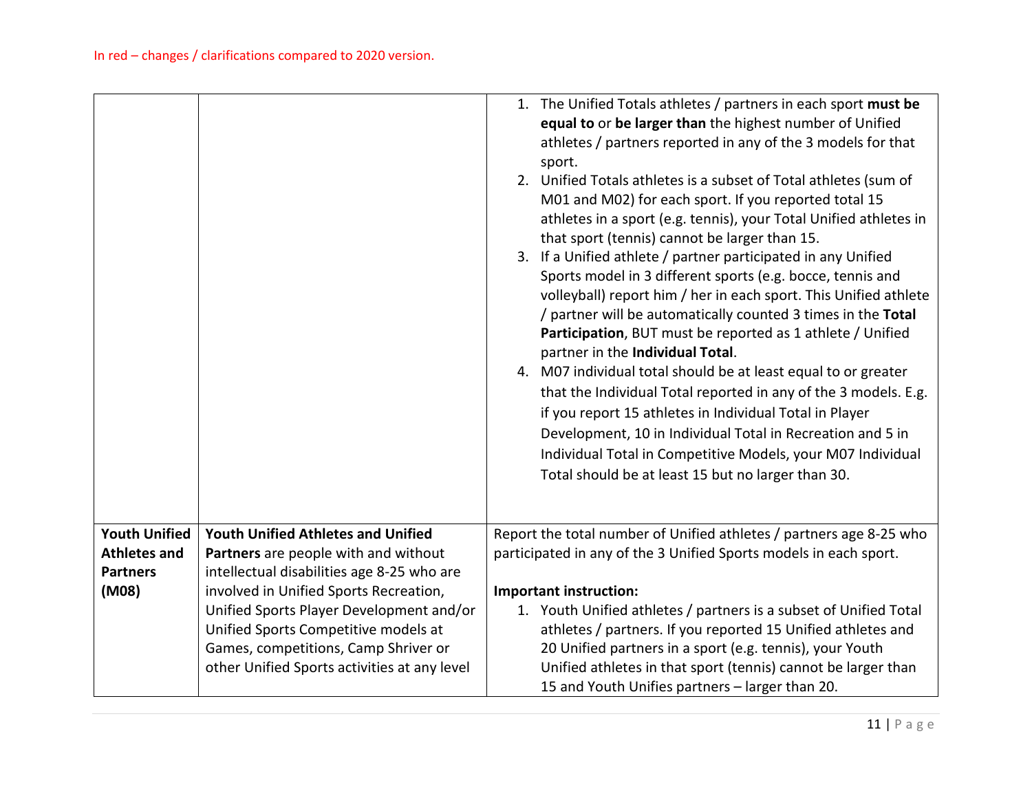In red – changes / clarifications compared to 2020 version.

| | | |
|---|---|---|
| | | 1. The Unified Totals athletes / partners in each sport **must be equal to** or **be larger than** the highest number of Unified athletes / partners reported in any of the 3 models for that sport.<br>2. Unified Totals athletes is a subset of Total athletes (sum of M01 and M02) for each sport. If you reported total 15 athletes in a sport (e.g. tennis), your Total Unified athletes in that sport (tennis) cannot be larger than 15.<br>3. If a Unified athlete / partner participated in any Unified Sports model in 3 different sports (e.g. bocce, tennis and volleyball) report him / her in each sport. This Unified athlete / partner will be automatically counted 3 times in the **Total Participation**, BUT must be reported as 1 athlete / Unified partner in the **Individual Total**.<br>4. M07 individual total should be at least equal to or greater that the Individual Total reported in any of the 3 models. E.g. if you report 15 athletes in Individual Total in Player Development, 10 in Individual Total in Recreation and 5 in Individual Total in Competitive Models, your M07 Individual Total should be at least 15 but no larger than 30. |
| **Youth Unified Athletes and Partners (M08)** | **Youth Unified Athletes and Unified Partners** are people with and without intellectual disabilities age 8-25 who are involved in Unified Sports Recreation, Unified Sports Player Development and/or Unified Sports Competitive models at Games, competitions, Camp Shriver or other Unified Sports activities at any level | Report the total number of Unified athletes / partners age 8-25 who participated in any of the 3 Unified Sports models in each sport.<br><br>**Important instruction:**<br>1. Youth Unified athletes / partners is a subset of Unified Total athletes / partners. If you reported 15 Unified athletes and 20 Unified partners in a sport (e.g. tennis), your Youth Unified athletes in that sport (tennis) cannot be larger than 15 and Youth Unifies partners – larger than 20. |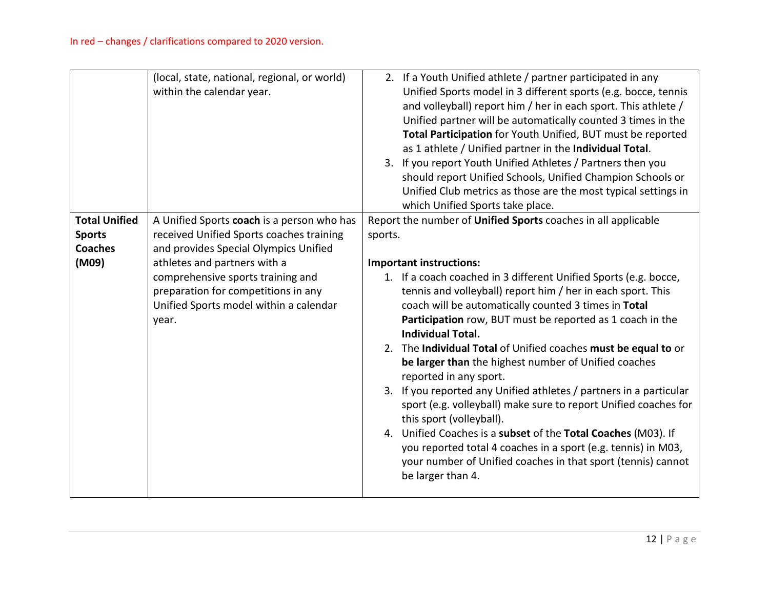In red – changes / clarifications compared to 2020 version.

| | | |
|---|---|---|
| | (local, state, national, regional, or world) within the calendar year. | 2. If a Youth Unified athlete / partner participated in any Unified Sports model in 3 different sports (e.g. bocce, tennis and volleyball) report him / her in each sport. This athlete / Unified partner will be automatically counted 3 times in the **Total Participation** for Youth Unified, BUT must be reported as 1 athlete / Unified partner in the **Individual Total**.<br>3. If you report Youth Unified Athletes / Partners then you should report Unified Schools, Unified Champion Schools or Unified Club metrics as those are the most typical settings in which Unified Sports take place. |
| **Total Unified Sports Coaches (M09)** | A Unified Sports **coach** is a person who has received Unified Sports coaches training and provides Special Olympics Unified athletes and partners with a comprehensive sports training and preparation for competitions in any Unified Sports model within a calendar year. | Report the number of **Unified Sports** coaches in all applicable sports.<br><br>**Important instructions:**<br>1. If a coach coached in 3 different Unified Sports (e.g. bocce, tennis and volleyball) report him / her in each sport. This coach will be automatically counted 3 times in **Total Participation** row, BUT must be reported as 1 coach in the **Individual Total.**<br>2. The **Individual Total** of Unified coaches **must be equal to** or **be larger than** the highest number of Unified coaches reported in any sport.<br>3. If you reported any Unified athletes / partners in a particular sport (e.g. volleyball) make sure to report Unified coaches for this sport (volleyball).<br>4. Unified Coaches is a **subset** of the **Total Coaches** (M03). If you reported total 4 coaches in a sport (e.g. tennis) in M03, your number of Unified coaches in that sport (tennis) cannot be larger than 4. |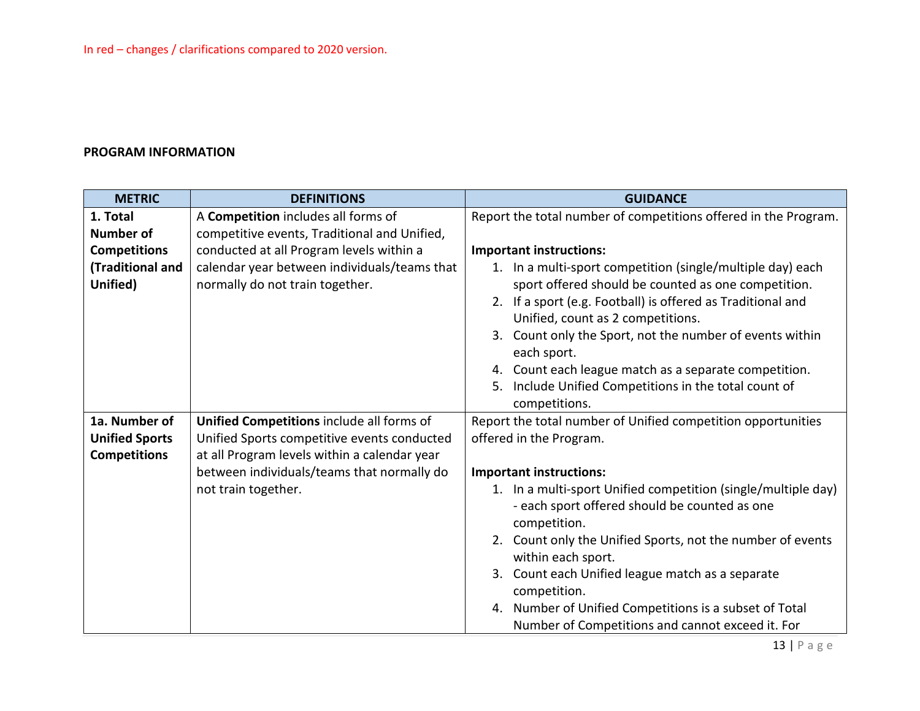In red – changes / clarifications compared to 2020 version.

**PROGRAM INFORMATION**

| METRIC | DEFINITIONS | GUIDANCE |
|---|---|---|
| **1. Total Number of Competitions (Traditional and Unified)** | A **Competition** includes all forms of competitive events, Traditional and Unified, conducted at all Program levels within a calendar year between individuals/teams that normally do not train together. | Report the total number of competitions offered in the Program.<br><br>**Important instructions:**<br>1. In a multi-sport competition (single/multiple day) each sport offered should be counted as one competition.<br>2. If a sport (e.g. Football) is offered as Traditional and Unified, count as 2 competitions.<br>3. Count only the Sport, not the number of events within each sport.<br>4. Count each league match as a separate competition.<br>5. Include Unified Competitions in the total count of competitions. |
| **1a. Number of Unified Sports Competitions** | **Unified Competitions** include all forms of Unified Sports competitive events conducted at all Program levels within a calendar year between individuals/teams that normally do not train together. | Report the total number of Unified competition opportunities offered in the Program.<br><br>**Important instructions:**<br>1. In a multi-sport Unified competition (single/multiple day) - each sport offered should be counted as one competition.<br>2. Count only the Unified Sports, not the number of events within each sport.<br>3. Count each Unified league match as a separate competition.<br>4. Number of Unified Competitions is a subset of Total Number of Competitions and cannot exceed it. For |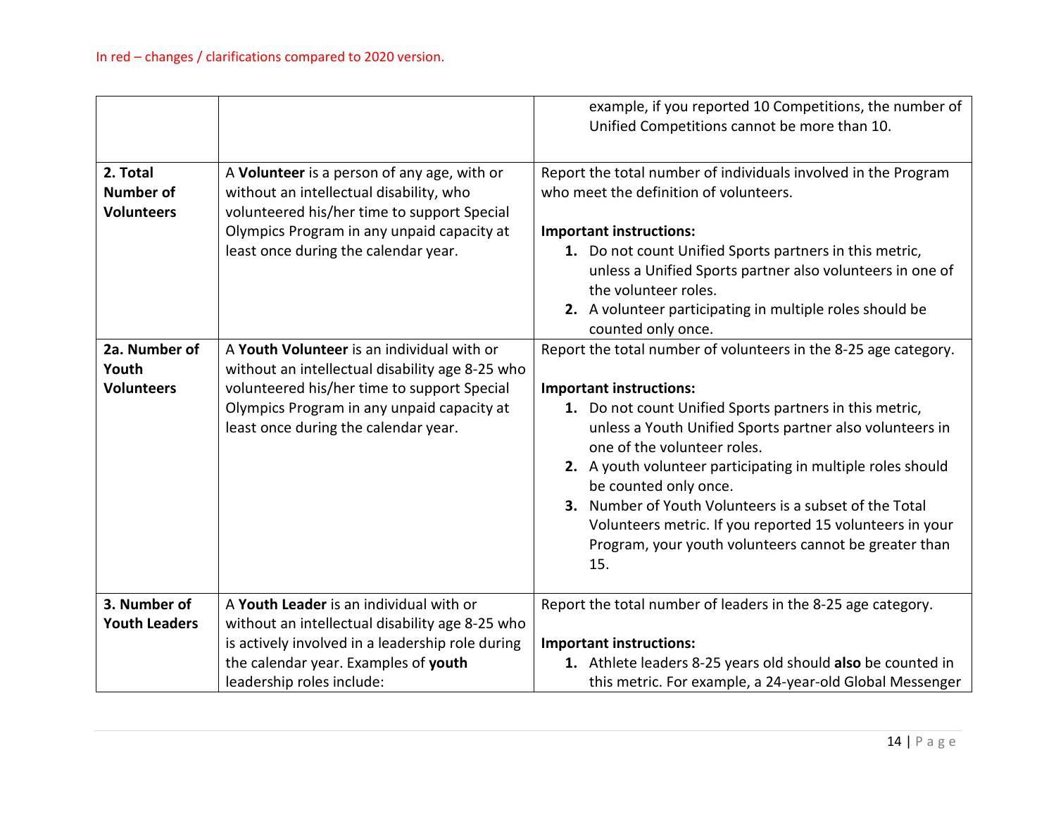In red – changes / clarifications compared to 2020 version.

| | | |
|---|---|---|
| | | example, if you reported 10 Competitions, the number of Unified Competitions cannot be more than 10. |
| **2. Total Number of Volunteers** | A **Volunteer** is a person of any age, with or without an intellectual disability, who volunteered his/her time to support Special Olympics Program in any unpaid capacity at least once during the calendar year. | Report the total number of individuals involved in the Program who meet the definition of volunteers.<br><br>**Important instructions:**<br>**1.** Do not count Unified Sports partners in this metric, unless a Unified Sports partner also volunteers in one of the volunteer roles.<br>**2.** A volunteer participating in multiple roles should be counted only once. |
| **2a. Number of Youth Volunteers** | A **Youth Volunteer** is an individual with or without an intellectual disability age 8-25 who volunteered his/her time to support Special Olympics Program in any unpaid capacity at least once during the calendar year. | Report the total number of volunteers in the 8-25 age category.<br><br>**Important instructions:**<br>**1.** Do not count Unified Sports partners in this metric, unless a Youth Unified Sports partner also volunteers in one of the volunteer roles.<br>**2.** A youth volunteer participating in multiple roles should be counted only once.<br>**3.** Number of Youth Volunteers is a subset of the Total Volunteers metric. If you reported 15 volunteers in your Program, your youth volunteers cannot be greater than 15. |
| **3. Number of Youth Leaders** | A **Youth Leader** is an individual with or without an intellectual disability age 8-25 who is actively involved in a leadership role during the calendar year. Examples of **youth** leadership roles include: | Report the total number of leaders in the 8-25 age category.<br><br>**Important instructions:**<br>**1.** Athlete leaders 8-25 years old should **also** be counted in this metric. For example, a 24-year-old Global Messenger |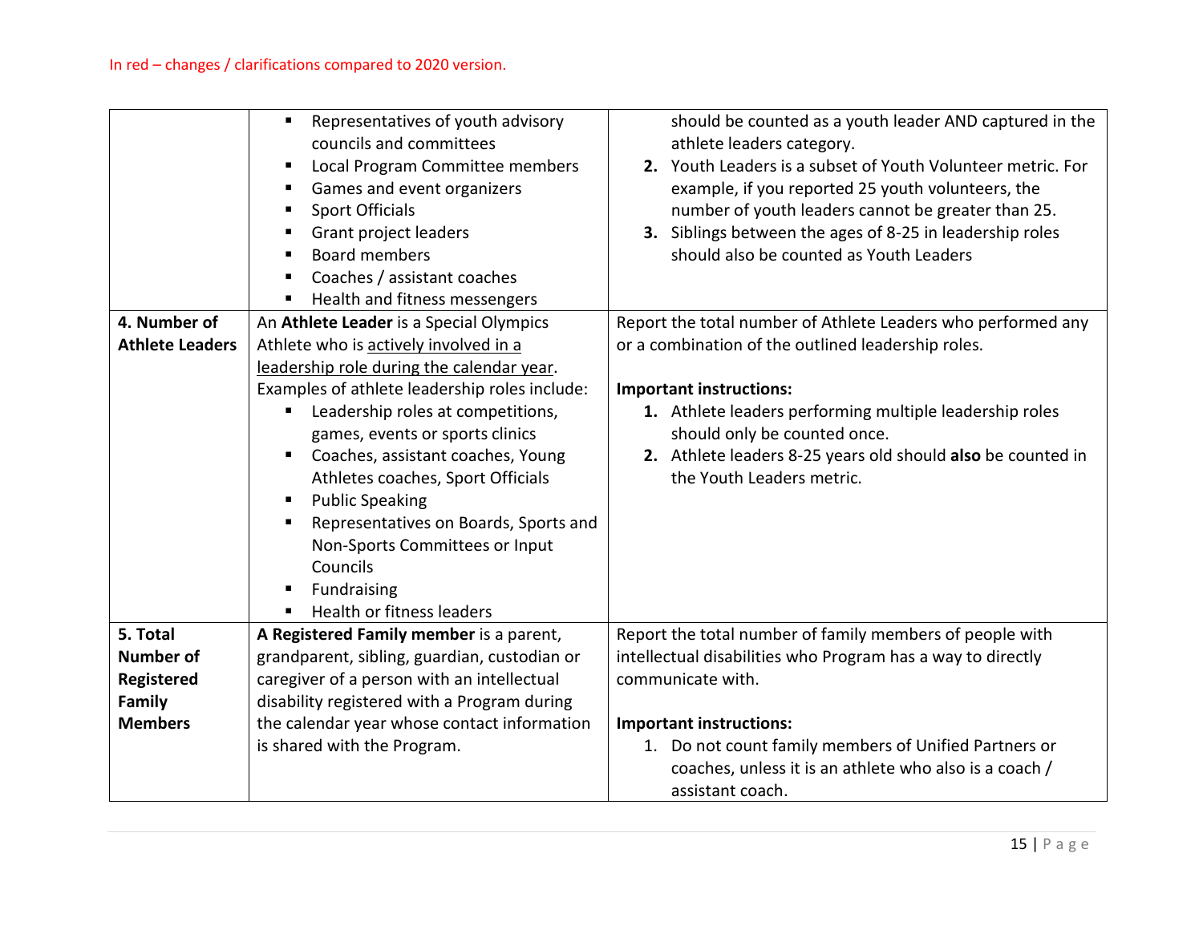In red – changes / clarifications compared to 2020 version.

| | | |
|---|---|---|
| | ▪ Representatives of youth advisory councils and committees<br>▪ Local Program Committee members<br>▪ Games and event organizers<br>▪ Sport Officials<br>▪ Grant project leaders<br>▪ Board members<br>▪ Coaches / assistant coaches<br>▪ Health and fitness messengers | should be counted as a youth leader AND captured in the athlete leaders category.<br>**2.** Youth Leaders is a subset of Youth Volunteer metric. For example, if you reported 25 youth volunteers, the number of youth leaders cannot be greater than 25.<br>**3.** Siblings between the ages of 8-25 in leadership roles should also be counted as Youth Leaders |
| **4. Number of Athlete Leaders** | An **Athlete Leader** is a Special Olympics Athlete who is <u>actively involved in a leadership role during the calendar year</u>.<br>Examples of athlete leadership roles include:<br>▪ Leadership roles at competitions, games, events or sports clinics<br>▪ Coaches, assistant coaches, Young Athletes coaches, Sport Officials<br>▪ Public Speaking<br>▪ Representatives on Boards, Sports and Non-Sports Committees or Input Councils<br>▪ Fundraising<br>▪ Health or fitness leaders | Report the total number of Athlete Leaders who performed any or a combination of the outlined leadership roles.<br><br>**Important instructions:**<br>**1.** Athlete leaders performing multiple leadership roles should only be counted once.<br>**2.** Athlete leaders 8-25 years old should **also** be counted in the Youth Leaders metric. |
| **5. Total Number of Registered Family Members** | **A Registered Family member** is a parent, grandparent, sibling, guardian, custodian or caregiver of a person with an intellectual disability registered with a Program during the calendar year whose contact information is shared with the Program. | Report the total number of family members of people with intellectual disabilities who Program has a way to directly communicate with.<br><br>**Important instructions:**<br>1. Do not count family members of Unified Partners or coaches, unless it is an athlete who also is a coach / assistant coach. |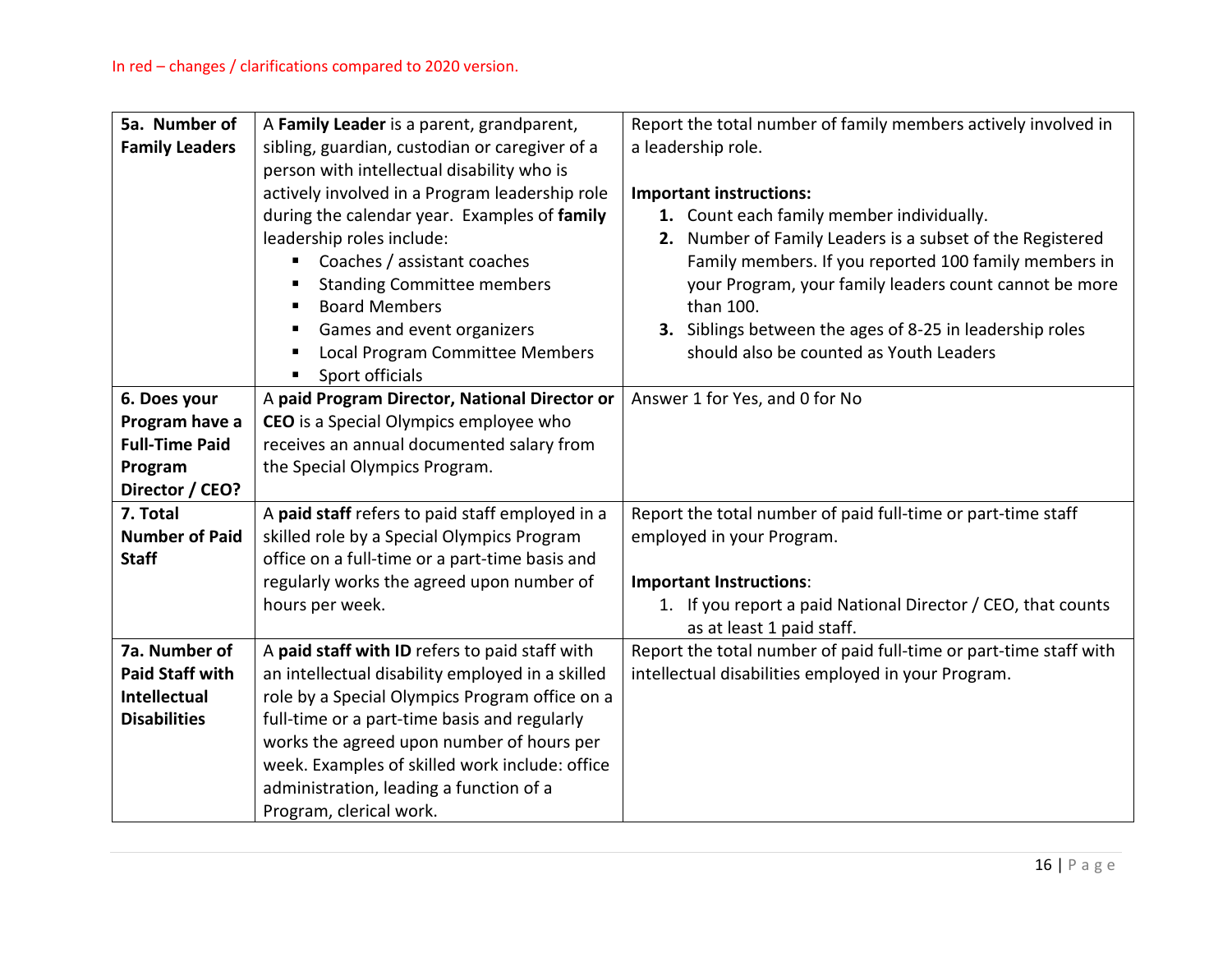In red – changes / clarifications compared to 2020 version.

| | | |
|---|---|---|
| **5a. Number of Family Leaders** | A **Family Leader** is a parent, grandparent, sibling, guardian, custodian or caregiver of a person with intellectual disability who is actively involved in a Program leadership role during the calendar year. Examples of **family** leadership roles include:<br>▪ Coaches / assistant coaches<br>▪ Standing Committee members<br>▪ Board Members<br>▪ Games and event organizers<br>▪ Local Program Committee Members<br>▪ Sport officials | Report the total number of family members actively involved in a leadership role.<br><br>**Important instructions:**<br>**1.** Count each family member individually.<br>**2.** Number of Family Leaders is a subset of the Registered Family members. If you reported 100 family members in your Program, your family leaders count cannot be more than 100.<br>**3.** Siblings between the ages of 8-25 in leadership roles should also be counted as Youth Leaders |
| **6. Does your Program have a Full-Time Paid Program Director / CEO?** | A **paid Program Director, National Director or CEO** is a Special Olympics employee who receives an annual documented salary from the Special Olympics Program. | Answer 1 for Yes, and 0 for No |
| **7. Total Number of Paid Staff** | A **paid staff** refers to paid staff employed in a skilled role by a Special Olympics Program office on a full-time or a part-time basis and regularly works the agreed upon number of hours per week. | Report the total number of paid full-time or part-time staff employed in your Program.<br><br>**Important Instructions**:<br>1. If you report a paid National Director / CEO, that counts as at least 1 paid staff. |
| **7a. Number of Paid Staff with Intellectual Disabilities** | A **paid staff with ID** refers to paid staff with an intellectual disability employed in a skilled role by a Special Olympics Program office on a full-time or a part-time basis and regularly works the agreed upon number of hours per week. Examples of skilled work include: office administration, leading a function of a Program, clerical work. | Report the total number of paid full-time or part-time staff with intellectual disabilities employed in your Program. |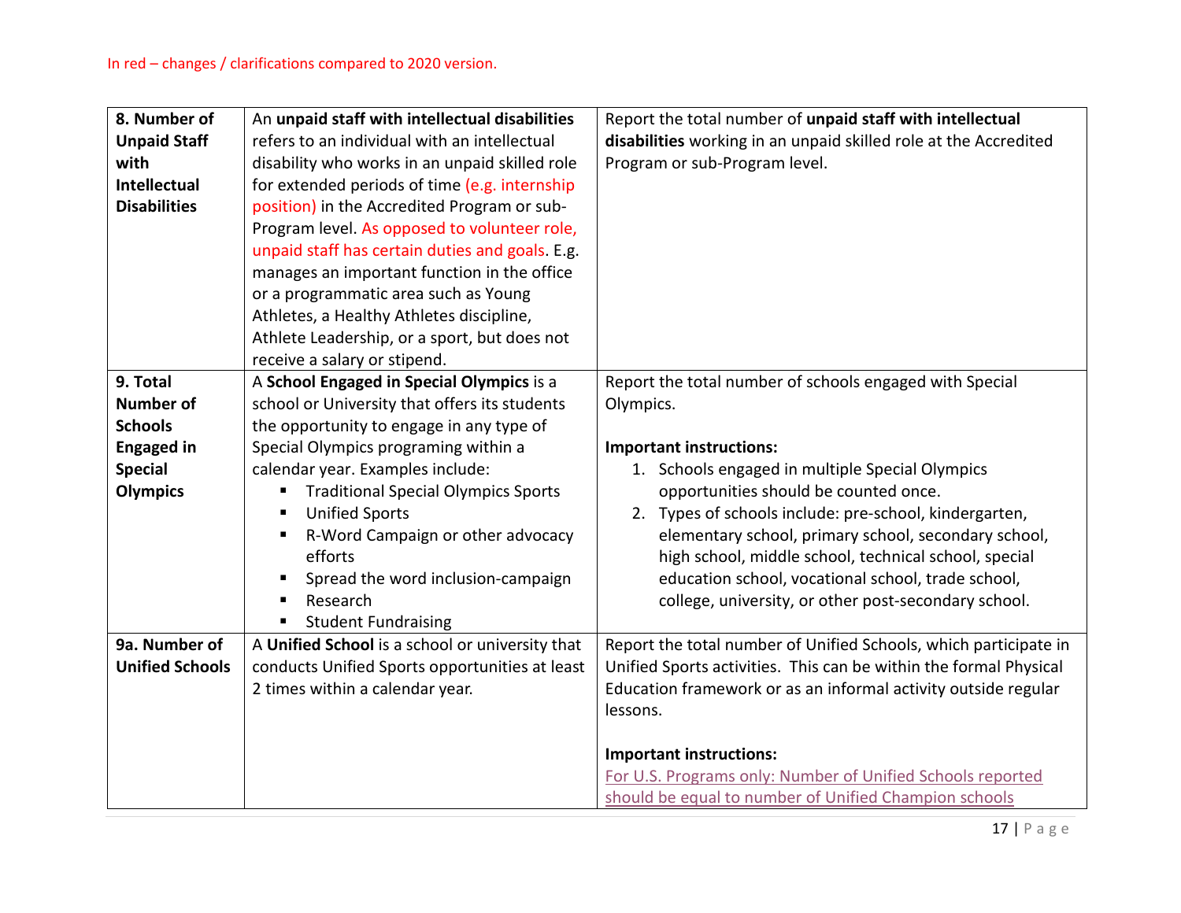In red – changes / clarifications compared to 2020 version.

| | | |
|---|---|---|
| **8. Number of Unpaid Staff with Intellectual Disabilities** | An **unpaid staff with intellectual disabilities** refers to an individual with an intellectual disability who works in an unpaid skilled role for extended periods of time (e.g. internship position) in the Accredited Program or sub-Program level. As opposed to volunteer role, unpaid staff has certain duties and goals. E.g. manages an important function in the office or a programmatic area such as Young Athletes, a Healthy Athletes discipline, Athlete Leadership, or a sport, but does not receive a salary or stipend. | Report the total number of **unpaid staff with intellectual disabilities** working in an unpaid skilled role at the Accredited Program or sub-Program level. |
| **9. Total Number of Schools Engaged in Special Olympics** | A **School Engaged in Special Olympics** is a school or University that offers its students the opportunity to engage in any type of Special Olympics programing within a calendar year. Examples include: <br>▪ Traditional Special Olympics Sports <br>▪ Unified Sports <br>▪ R-Word Campaign or other advocacy efforts <br>▪ Spread the word inclusion-campaign <br>▪ Research <br>▪ Student Fundraising | Report the total number of schools engaged with Special Olympics. <br><br>**Important instructions:** <br>1. Schools engaged in multiple Special Olympics opportunities should be counted once. <br>2. Types of schools include: pre-school, kindergarten, elementary school, primary school, secondary school, high school, middle school, technical school, special education school, vocational school, trade school, college, university, or other post-secondary school. |
| **9a. Number of Unified Schools** | A **Unified School** is a school or university that conducts Unified Sports opportunities at least 2 times within a calendar year. | Report the total number of Unified Schools, which participate in Unified Sports activities. This can be within the formal Physical Education framework or as an informal activity outside regular lessons. <br><br>**Important instructions:** <br>For U.S. Programs only: Number of Unified Schools reported should be equal to number of Unified Champion schools |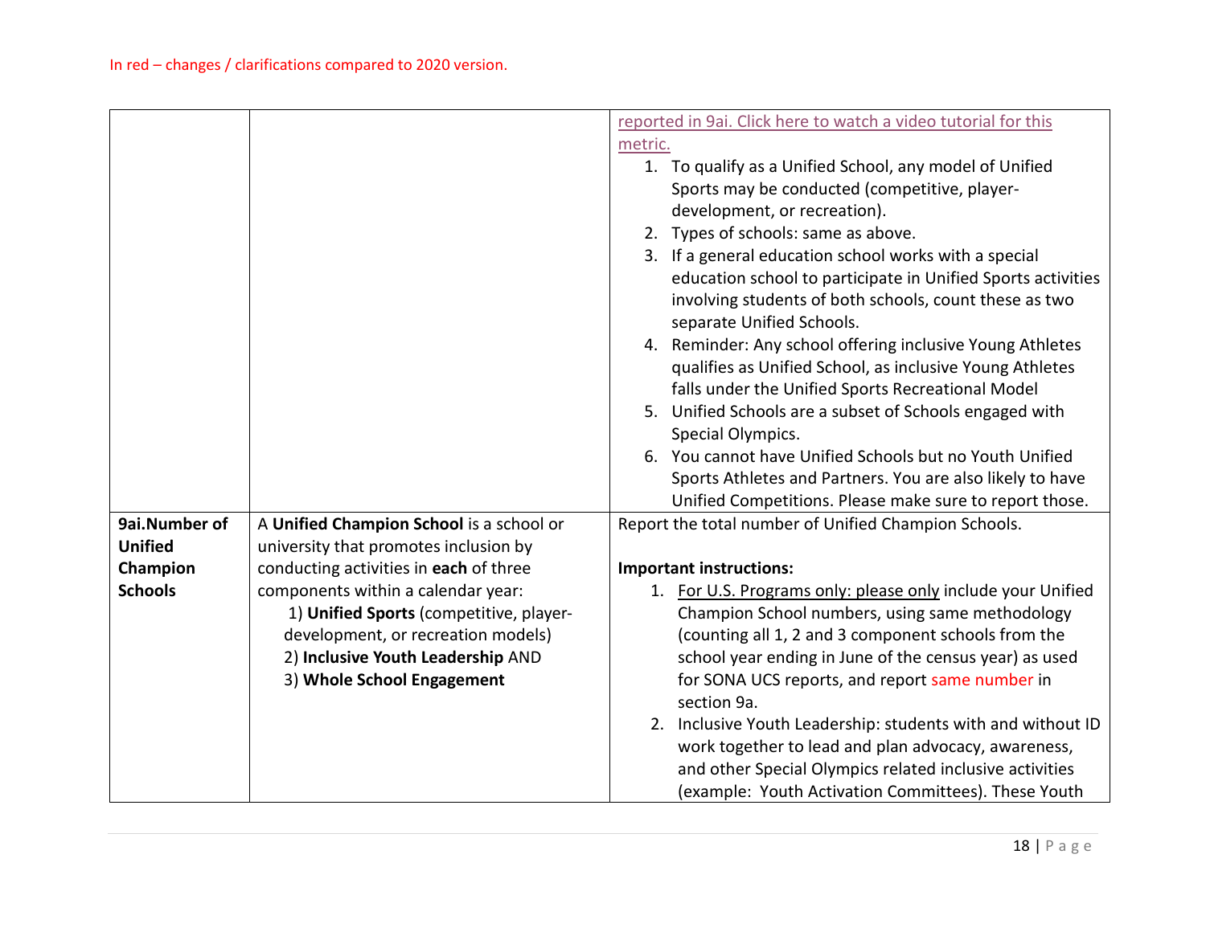In red – changes / clarifications compared to 2020 version.

| | | |
|---|---|---|
| | | reported in 9ai. Click here to watch a video tutorial for this metric.<br>1. To qualify as a Unified School, any model of Unified Sports may be conducted (competitive, player-development, or recreation).<br>2. Types of schools: same as above.<br>3. If a general education school works with a special education school to participate in Unified Sports activities involving students of both schools, count these as two separate Unified Schools.<br>4. Reminder: Any school offering inclusive Young Athletes qualifies as Unified School, as inclusive Young Athletes falls under the Unified Sports Recreational Model<br>5. Unified Schools are a subset of Schools engaged with Special Olympics.<br>6. You cannot have Unified Schools but no Youth Unified Sports Athletes and Partners. You are also likely to have Unified Competitions. Please make sure to report those. |
| **9ai.Number of Unified Champion Schools** | A **Unified Champion School** is a school or university that promotes inclusion by conducting activities in **each** of three components within a calendar year:<br>1) **Unified Sports** (competitive, player-development, or recreation models)<br>2) **Inclusive Youth Leadership** AND<br>3) **Whole School Engagement** | Report the total number of Unified Champion Schools.<br><br>**Important instructions:**<br>1. For U.S. Programs only: please only include your Unified Champion School numbers, using same methodology (counting all 1, 2 and 3 component schools from the school year ending in June of the census year) as used for SONA UCS reports, and report same number in section 9a.<br>2. Inclusive Youth Leadership: students with and without ID work together to lead and plan advocacy, awareness, and other Special Olympics related inclusive activities (example: Youth Activation Committees). These Youth |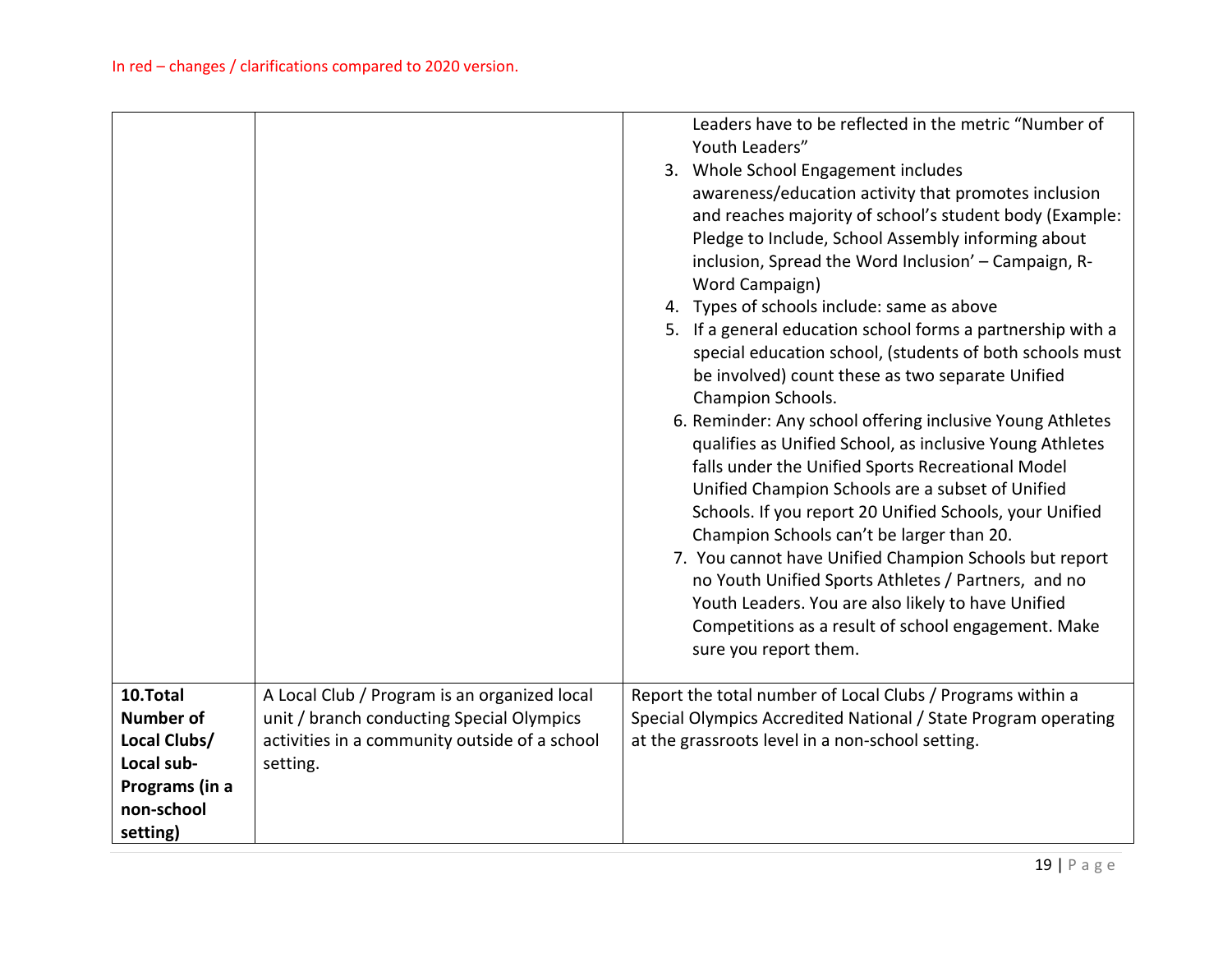In red – changes / clarifications compared to 2020 version.

| | | |
|---|---|---|
| | | Leaders have to be reflected in the metric "Number of Youth Leaders"<br>3. Whole School Engagement includes awareness/education activity that promotes inclusion and reaches majority of school's student body (Example: Pledge to Include, School Assembly informing about inclusion, Spread the Word Inclusion' – Campaign, R-Word Campaign)<br>4. Types of schools include: same as above<br>5. If a general education school forms a partnership with a special education school, (students of both schools must be involved) count these as two separate Unified Champion Schools.<br>6. Reminder: Any school offering inclusive Young Athletes qualifies as Unified School, as inclusive Young Athletes falls under the Unified Sports Recreational Model Unified Champion Schools are a subset of Unified Schools. If you report 20 Unified Schools, your Unified Champion Schools can't be larger than 20.<br>7. You cannot have Unified Champion Schools but report no Youth Unified Sports Athletes / Partners, and no Youth Leaders. You are also likely to have Unified Competitions as a result of school engagement. Make sure you report them. |
| **10.Total Number of Local Clubs/ Local sub-Programs (in a non-school setting)** | A Local Club / Program is an organized local unit / branch conducting Special Olympics activities in a community outside of a school setting. | Report the total number of Local Clubs / Programs within a Special Olympics Accredited National / State Program operating at the grassroots level in a non-school setting. |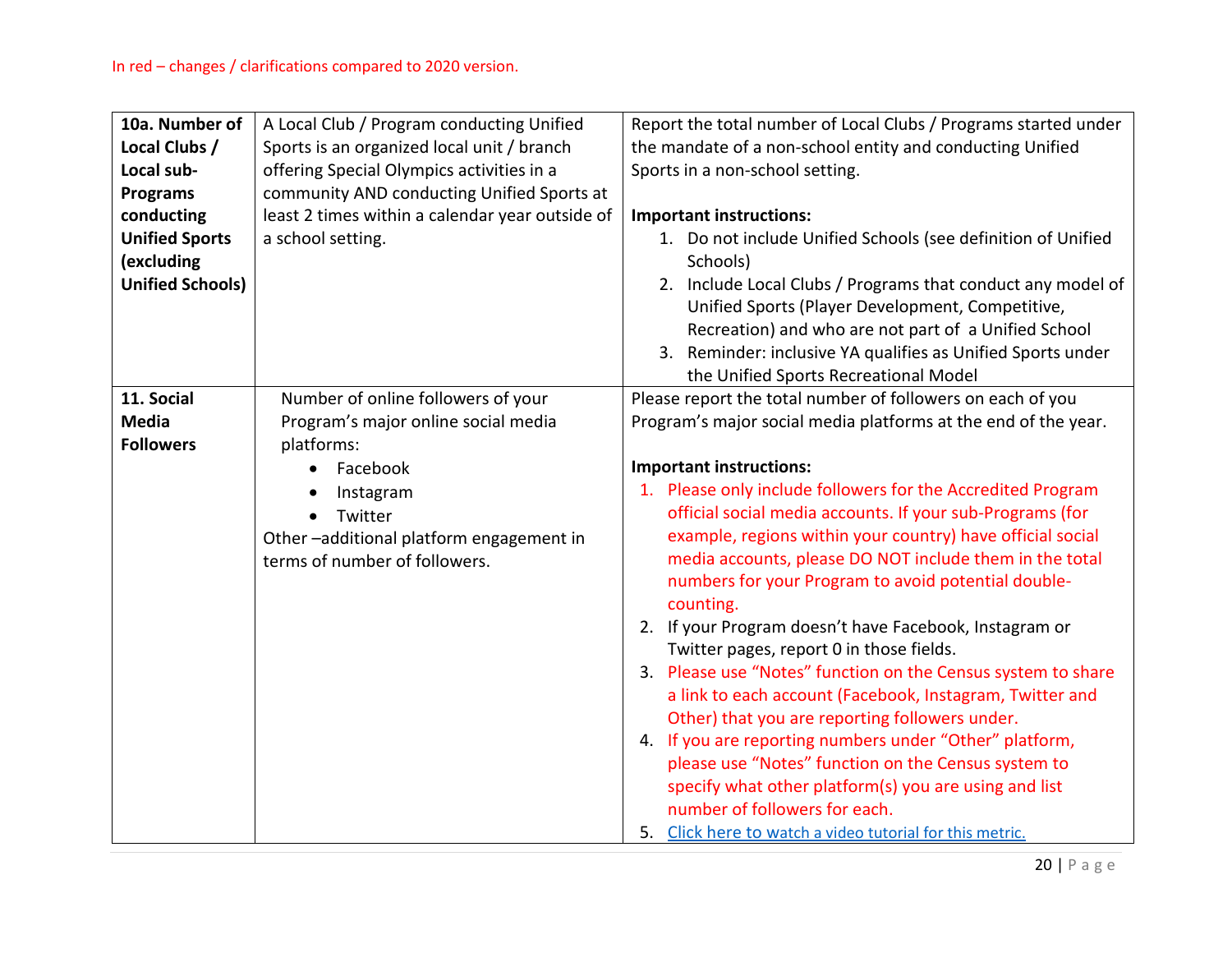In red – changes / clarifications compared to 2020 version.

| | | |
|---|---|---|
| **10a. Number of Local Clubs / Local sub-Programs conducting Unified Sports (excluding Unified Schools)** | A Local Club / Program conducting Unified Sports is an organized local unit / branch offering Special Olympics activities in a community AND conducting Unified Sports at least 2 times within a calendar year outside of a school setting. | Report the total number of Local Clubs / Programs started under the mandate of a non-school entity and conducting Unified Sports in a non-school setting.<br><br>**Important instructions:**<br>1. Do not include Unified Schools (see definition of Unified Schools)<br>2. Include Local Clubs / Programs that conduct any model of Unified Sports (Player Development, Competitive, Recreation) and who are not part of a Unified School<br>3. Reminder: inclusive YA qualifies as Unified Sports under the Unified Sports Recreational Model |
| **11. Social Media Followers** | Number of online followers of your Program's major online social media platforms:<br>• Facebook<br>• Instagram<br>• Twitter<br>Other –additional platform engagement in terms of number of followers. | Please report the total number of followers on each of you Program's major social media platforms at the end of the year.<br><br>**Important instructions:**<br>1. Please only include followers for the Accredited Program official social media accounts. If your sub-Programs (for example, regions within your country) have official social media accounts, please DO NOT include them in the total numbers for your Program to avoid potential double-counting.<br>2. If your Program doesn't have Facebook, Instagram or Twitter pages, report 0 in those fields.<br>3. Please use "Notes" function on the Census system to share a link to each account (Facebook, Instagram, Twitter and Other) that you are reporting followers under.<br>4. If you are reporting numbers under "Other" platform, please use "Notes" function on the Census system to specify what other platform(s) you are using and list number of followers for each.<br>5. Click here to watch a video tutorial for this metric. |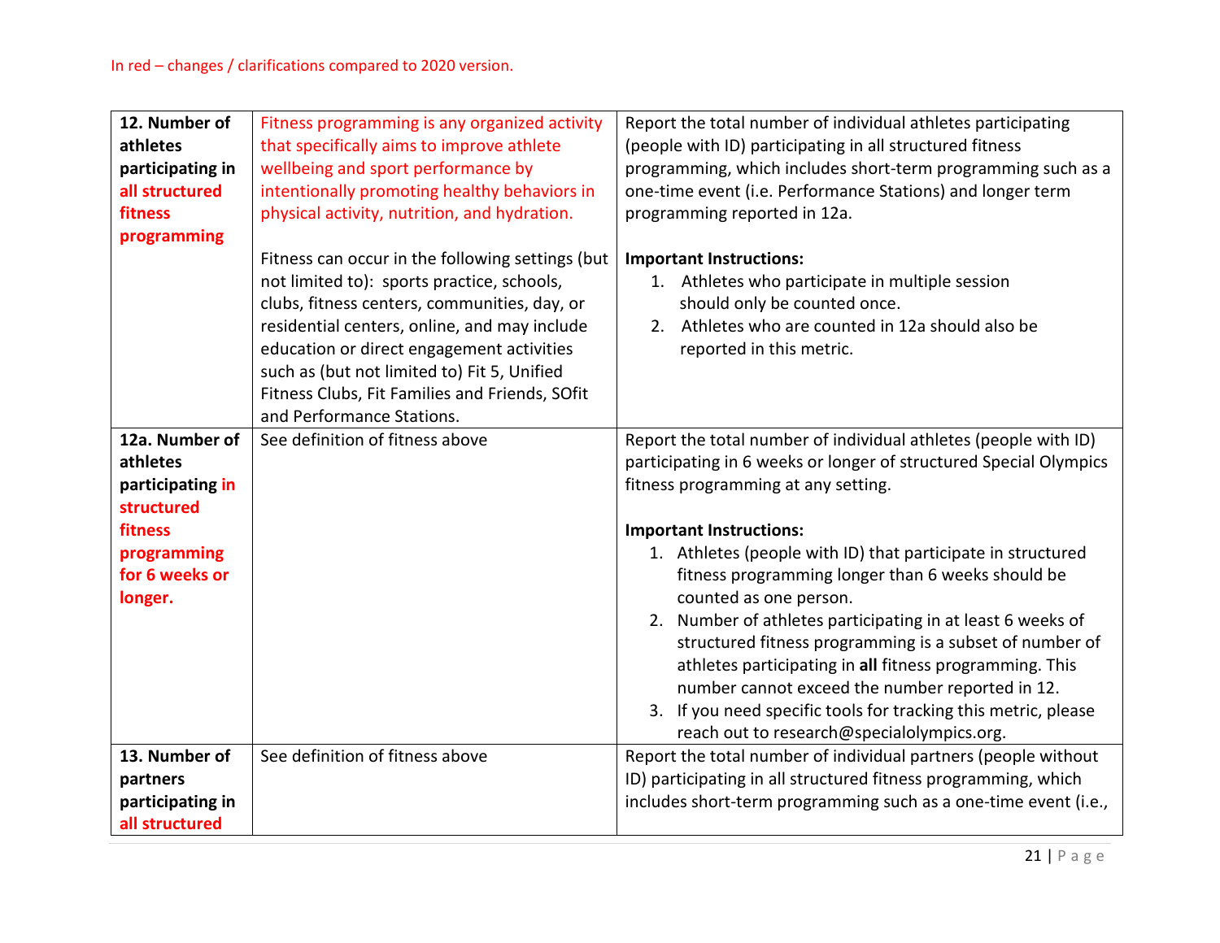In red – changes / clarifications compared to 2020 version.

| | | |
|---|---|---|
| **12. Number of athletes participating in all structured fitness programming** | Fitness programming is any organized activity that specifically aims to improve athlete wellbeing and sport performance by intentionally promoting healthy behaviors in physical activity, nutrition, and hydration.<br><br>Fitness can occur in the following settings (but not limited to): sports practice, schools, clubs, fitness centers, communities, day, or residential centers, online, and may include education or direct engagement activities such as (but not limited to) Fit 5, Unified Fitness Clubs, Fit Families and Friends, SOfit and Performance Stations. | Report the total number of individual athletes participating (people with ID) participating in all structured fitness programming, which includes short-term programming such as a one-time event (i.e. Performance Stations) and longer term programming reported in 12a.<br><br>**Important Instructions:**<br>1. Athletes who participate in multiple session should only be counted once.<br>2. Athletes who are counted in 12a should also be reported in this metric. |
| **12a. Number of athletes participating in structured fitness programming for 6 weeks or longer.** | See definition of fitness above | Report the total number of individual athletes (people with ID) participating in 6 weeks or longer of structured Special Olympics fitness programming at any setting.<br><br>**Important Instructions:**<br>1. Athletes (people with ID) that participate in structured fitness programming longer than 6 weeks should be counted as one person.<br>2. Number of athletes participating in at least 6 weeks of structured fitness programming is a subset of number of athletes participating in **all** fitness programming. This number cannot exceed the number reported in 12.<br>3. If you need specific tools for tracking this metric, please reach out to research@specialolympics.org. |
| **13. Number of partners participating in all structured** | See definition of fitness above | Report the total number of individual partners (people without ID) participating in all structured fitness programming, which includes short-term programming such as a one-time event (i.e., |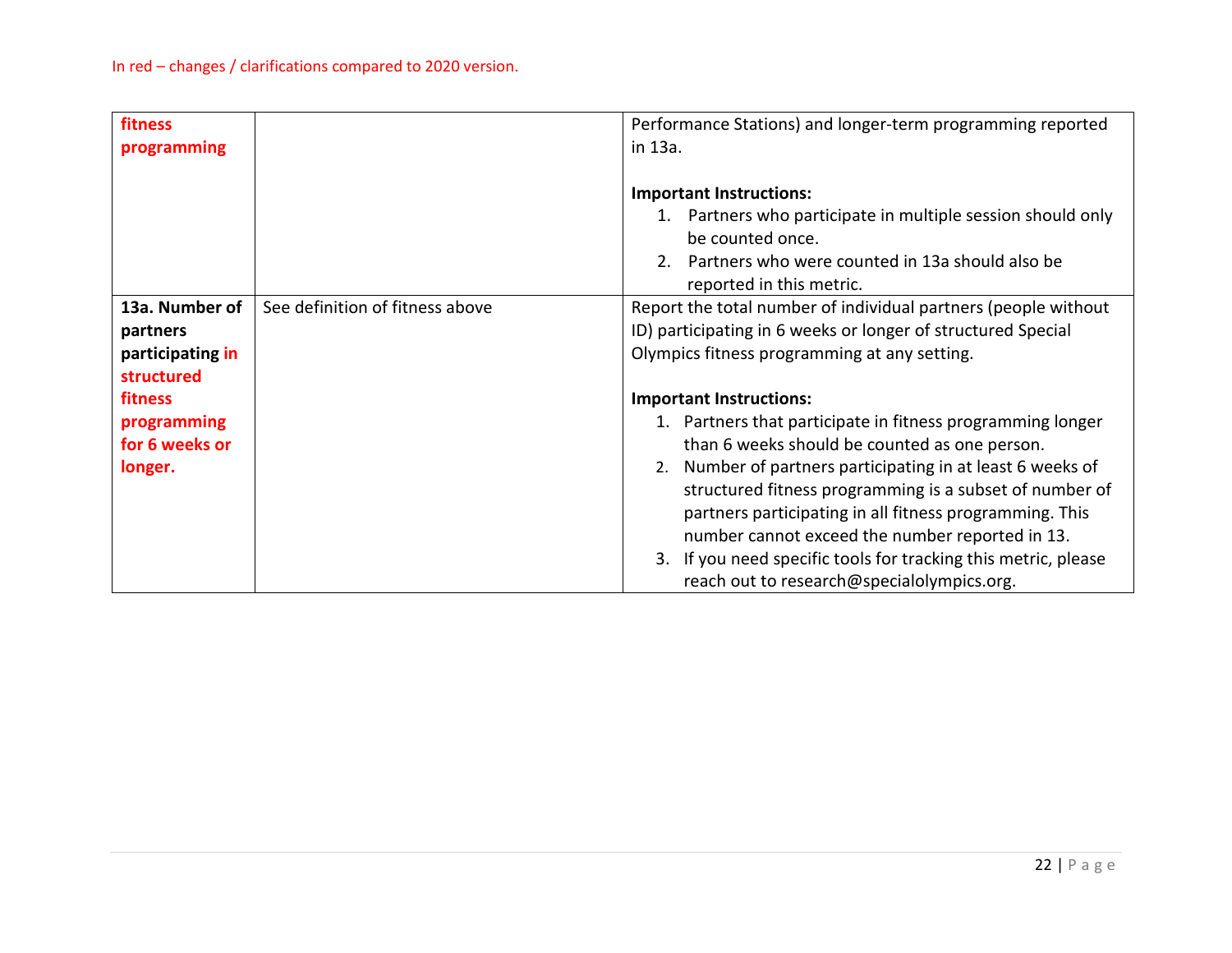In red – changes / clarifications compared to 2020 version.

| | | |
|---|---|---|
| **fitness programming** | | Performance Stations) and longer-term programming reported in 13a.<br><br>**Important Instructions:**<br>1. Partners who participate in multiple session should only be counted once.<br>2. Partners who were counted in 13a should also be reported in this metric. |
| **13a. Number of partners participating in structured fitness programming for 6 weeks or longer.** | See definition of fitness above | Report the total number of individual partners (people without ID) participating in 6 weeks or longer of structured Special Olympics fitness programming at any setting.<br><br>**Important Instructions:**<br>1. Partners that participate in fitness programming longer than 6 weeks should be counted as one person.<br>2. Number of partners participating in at least 6 weeks of structured fitness programming is a subset of number of partners participating in all fitness programming. This number cannot exceed the number reported in 13.<br>3. If you need specific tools for tracking this metric, please reach out to research@specialolympics.org. |